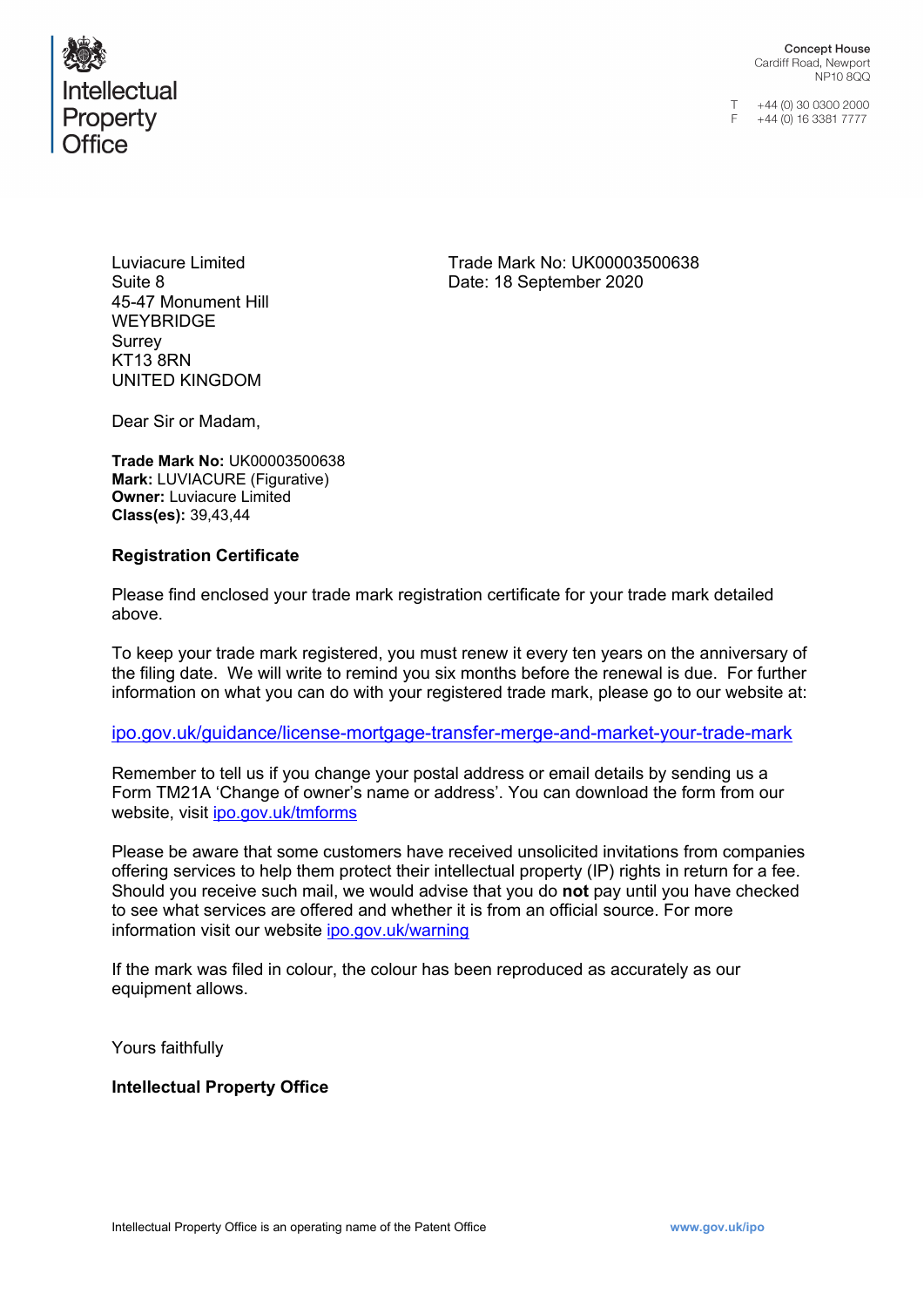Intellectual Property Office

Concept House
Cardiff Road, Newport
NP10 8QQ

T +44 (0) 30 0300 2000
F +44 (0) 16 3381 7777

Luviacure Limited
Suite 8
45-47 Monument Hill
WEYBRIDGE
Surrey
KT13 8RN
UNITED KINGDOM

Trade Mark No: UK00003500638
Date: 18 September 2020

Dear Sir or Madam,

**Trade Mark No:** UK00003500638
**Mark:** LUVIACURE (Figurative)
**Owner:** Luviacure Limited
**Class(es):** 39,43,44

**Registration Certificate**

Please find enclosed your trade mark registration certificate for your trade mark detailed above.

To keep your trade mark registered, you must renew it every ten years on the anniversary of the filing date. We will write to remind you six months before the renewal is due. For further information on what you can do with your registered trade mark, please go to our website at:

ipo.gov.uk/guidance/license-mortgage-transfer-merge-and-market-your-trade-mark

Remember to tell us if you change your postal address or email details by sending us a Form TM21A 'Change of owner's name or address'. You can download the form from our website, visit ipo.gov.uk/tmforms

Please be aware that some customers have received unsolicited invitations from companies offering services to help them protect their intellectual property (IP) rights in return for a fee. Should you receive such mail, we would advise that you do **not** pay until you have checked to see what services are offered and whether it is from an official source. For more information visit our website ipo.gov.uk/warning

If the mark was filed in colour, the colour has been reproduced as accurately as our equipment allows.

Yours faithfully

**Intellectual Property Office**

Intellectual Property Office is an operating name of the Patent Office www.gov.uk/ipo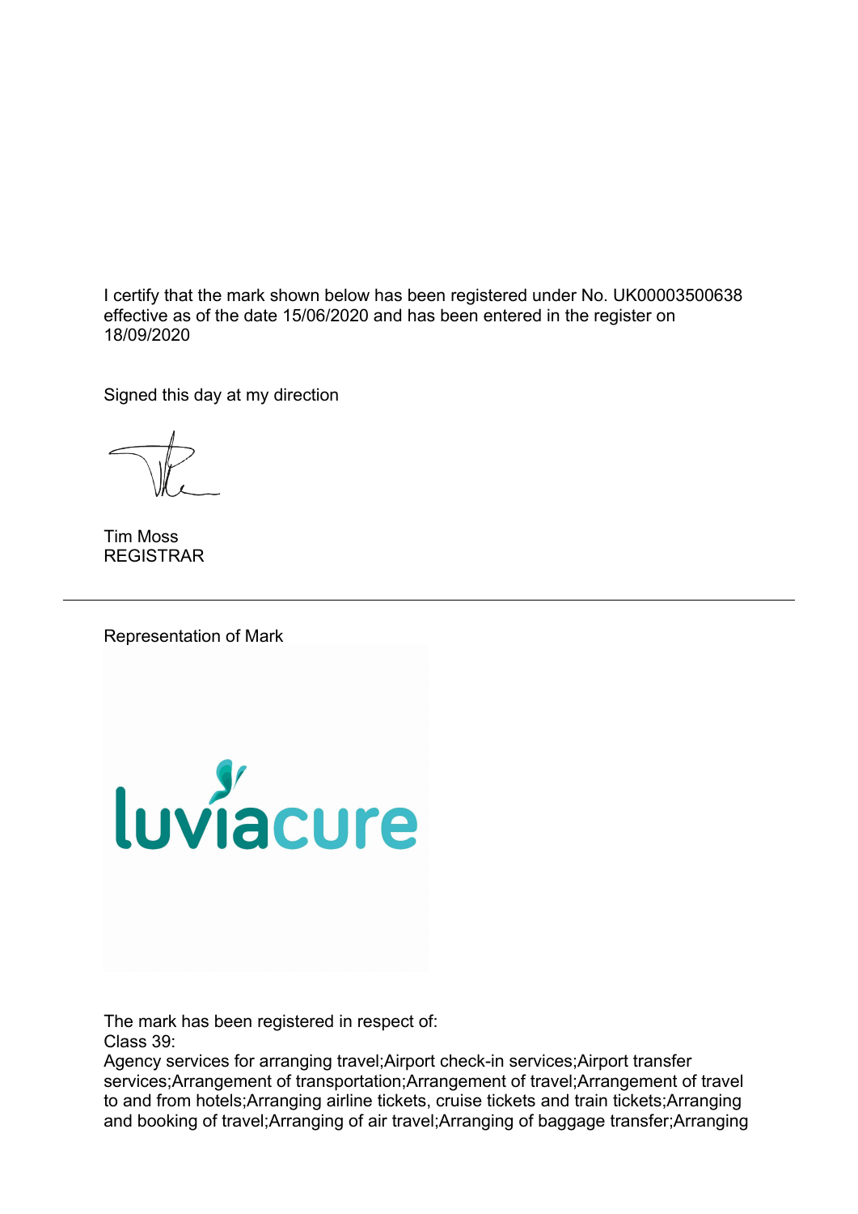I certify that the mark shown below has been registered under No. UK00003500638 effective as of the date 15/06/2020 and has been entered in the register on 18/09/2020

Signed this day at my direction

Tim Moss
REGISTRAR

---

Representation of Mark

luviacure

The mark has been registered in respect of:
Class 39:
Agency services for arranging travel;Airport check-in services;Airport transfer services;Arrangement of transportation;Arrangement of travel;Arrangement of travel to and from hotels;Arranging airline tickets, cruise tickets and train tickets;Arranging and booking of travel;Arranging of air travel;Arranging of baggage transfer;Arranging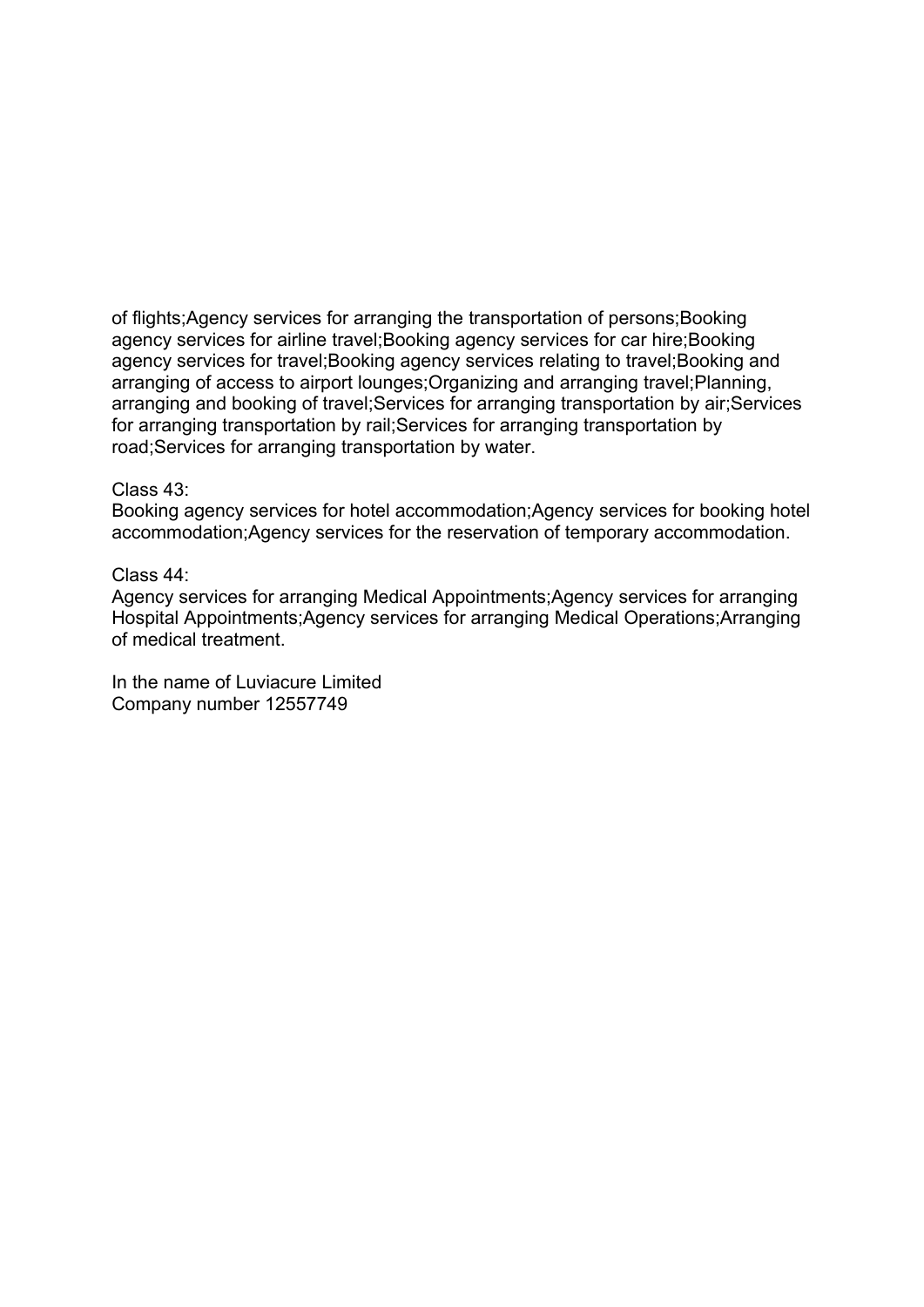of flights;Agency services for arranging the transportation of persons;Booking agency services for airline travel;Booking agency services for car hire;Booking agency services for travel;Booking agency services relating to travel;Booking and arranging of access to airport lounges;Organizing and arranging travel;Planning, arranging and booking of travel;Services for arranging transportation by air;Services for arranging transportation by rail;Services for arranging transportation by road;Services for arranging transportation by water.

Class 43:
Booking agency services for hotel accommodation;Agency services for booking hotel accommodation;Agency services for the reservation of temporary accommodation.

Class 44:
Agency services for arranging Medical Appointments;Agency services for arranging Hospital Appointments;Agency services for arranging Medical Operations;Arranging of medical treatment.

In the name of Luviacure Limited
Company number 12557749